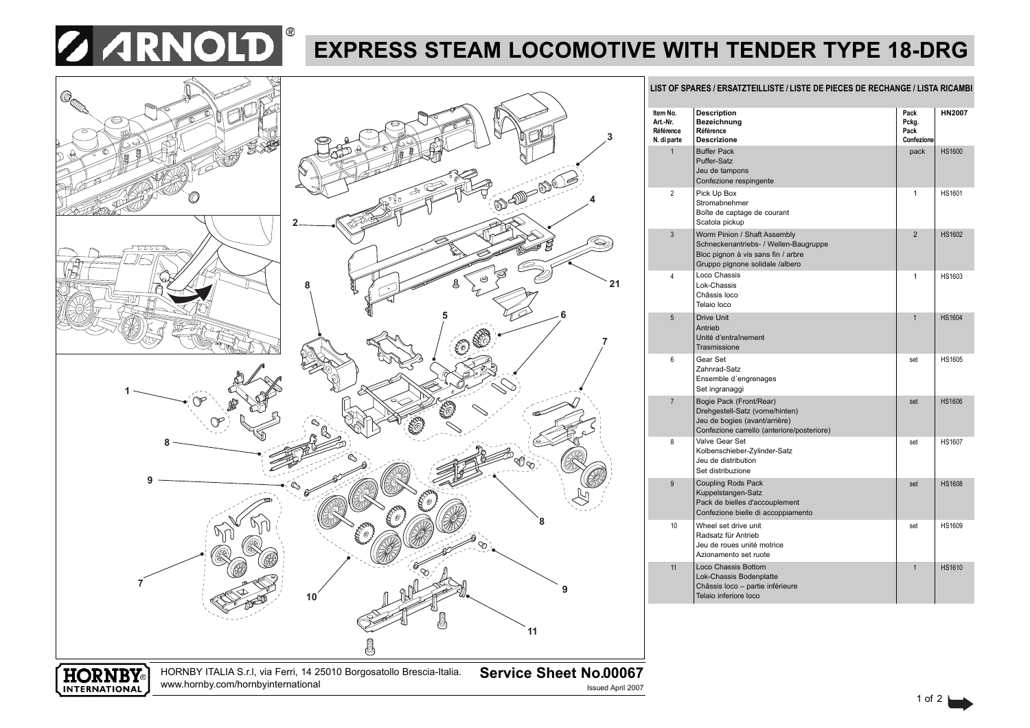# ARNOLD®

# EXPRESS STEAM LOCOMOTIVE WITH TENDER TYPE 18-DRG

## LIST OF SPARES / ERSATZTEILLISTE / LISTE DE PIECES DE RECHANGE / LISTA RICAMBI

| Item No.<br>Art.-Nr.<br>Référence<br>N. di parte | Description<br>Bezeichnung<br>Référence<br>Descrizione | Pack<br>Pckg.<br>Pack<br>Confezione | HN2007 |
|---|---|---|---|
| 1 | Buffer Pack<br>Puffer-Satz<br>Jeu de tampons<br>Confezione respingente | pack | HS1600 |
| 2 | Pick Up Box<br>Stromabnehmer<br>Boîte de captage de courant<br>Scatola pickup | 1 | HS1601 |
| 3 | Worm Pinion / Shaft Assembly<br>Schneckenantriebs- / Wellen-Baugruppe<br>Bloc pignon à vis sans fin / arbre<br>Gruppo pignone solidale /albero | 2 | HS1602 |
| 4 | Loco Chassis<br>Lok-Chassis<br>Châssis loco<br>Telaio loco | 1 | HS1603 |
| 5 | Drive Unit<br>Antrieb<br>Unité d'entraînement<br>Trasmissione | 1 | HS1604 |
| 6 | Gear Set<br>Zahnrad-Satz<br>Ensemble d´engrenages<br>Set ingranaggi | set | HS1605 |
| 7 | Bogie Pack (Front/Rear)<br>Drehgestell-Satz (vorne/hinten)<br>Jeu de bogies (avant/arrière)<br>Confezione carrello (anteriore/posteriore) | set | HS1606 |
| 8 | Valve Gear Set<br>Kolbenschieber-Zylinder-Satz<br>Jeu de distribution<br>Set distribuzione | set | HS1607 |
| 9 | Coupling Rods Pack<br>Kuppelstangen-Satz<br>Pack de bielles d'accouplement<br>Confezione bielle di accoppiamento | set | HS1608 |
| 10 | Wheel set drive unit<br>Radsatz für Antrieb<br>Jeu de roues unité motrice<br>Azionamento set ruote | set | HS1609 |
| 11 | Loco Chassis Bottom<br>Lok-Chassis Bodenplatte<br>Châssis loco – partie inférieure<br>Telaio inferiore loco | 1 | HS1610 |

HORNBY INTERNATIONAL

HORNBY ITALIA S.r.l, via Ferri, 14 25010 Borgosatollo Brescia-Italia.
www.hornby.com/hornbyinternational

**Service Sheet No.00067**
Issued April 2007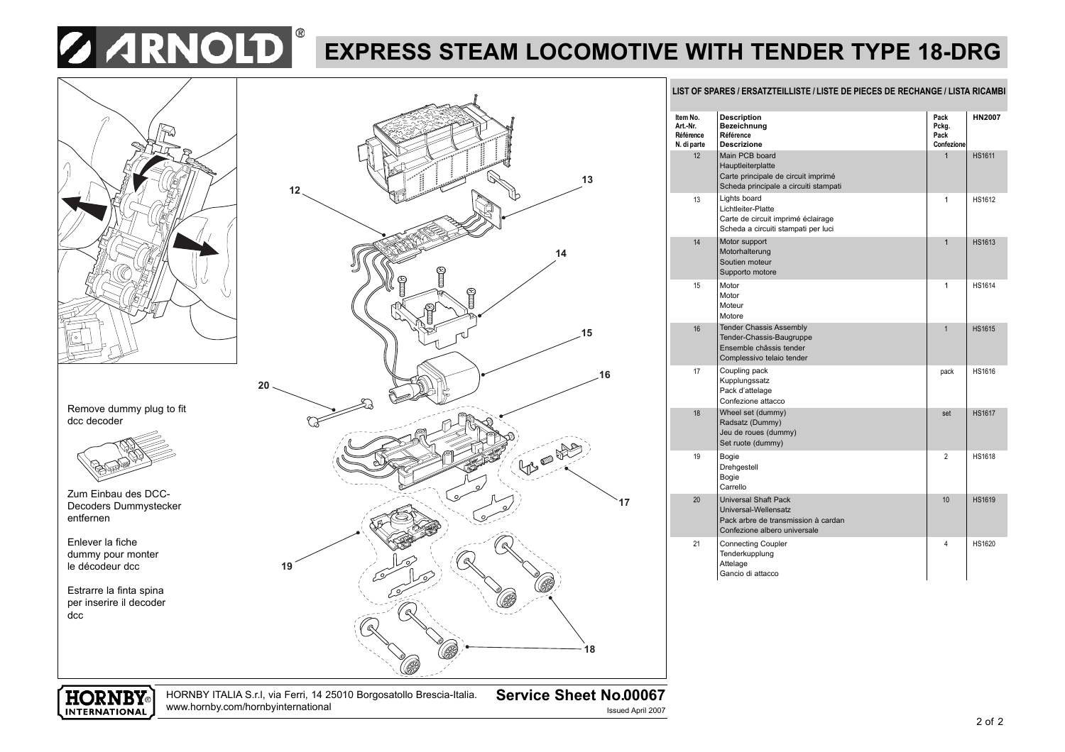# EXPRESS STEAM LOCOMOTIVE WITH TENDER TYPE 18-DRG

12

13

14

15

16

17

18

19

20

Remove dummy plug to fit dcc decoder

Zum Einbau des DCC-Decoders Dummystecker entfernen

Enlever la fiche dummy pour monter le décodeur dcc

Estrarre la finta spina per inserire il decoder dcc

## LIST OF SPARES / ERSATZTEILLISTE / LISTE DE PIECES DE RECHANGE / LISTA RICAMBI

| Item No.<br>Art.-Nr.<br>Référence<br>N. di parte | Description<br>Bezeichnung<br>Référence<br>Descrizione | Pack<br>Pckg.<br>Pack<br>Confezione | HN2007 |
|---|---|---|---|
| 12 | Main PCB board<br>Hauptleiterplatte<br>Carte principale de circuit imprimé<br>Scheda principale a circuiti stampati | 1 | HS1611 |
| 13 | Lights board<br>Lichtleiter-Platte<br>Carte de circuit imprimé éclairage<br>Scheda a circuiti stampati per luci | 1 | HS1612 |
| 14 | Motor support<br>Motorhalterung<br>Soutien moteur<br>Supporto motore | 1 | HS1613 |
| 15 | Motor<br>Motor<br>Moteur<br>Motore | 1 | HS1614 |
| 16 | Tender Chassis Assembly<br>Tender-Chassis-Baugruppe<br>Ensemble châssis tender<br>Complessivo telaio tender | 1 | HS1615 |
| 17 | Coupling pack<br>Kupplungssatz<br>Pack d'attelage<br>Confezione attacco | pack | HS1616 |
| 18 | Wheel set (dummy)<br>Radsatz (Dummy)<br>Jeu de roues (dummy)<br>Set ruote (dummy) | set | HS1617 |
| 19 | Bogie<br>Drehgestell<br>Bogie<br>Carrello | 2 | HS1618 |
| 20 | Universal Shaft Pack<br>Universal-Wellensatz<br>Pack arbre de transmission à cardan<br>Confezione albero universale | 10 | HS1619 |
| 21 | Connecting Coupler<br>Tenderkupplung<br>Attelage<br>Gancio di attacco | 4 | HS1620 |

HORNBY ITALIA S.r.l, via Ferri, 14 25010 Borgosatollo Brescia-Italia.
www.hornby.com/hornbyinternational

**Service Sheet No.00067**
Issued April 2007